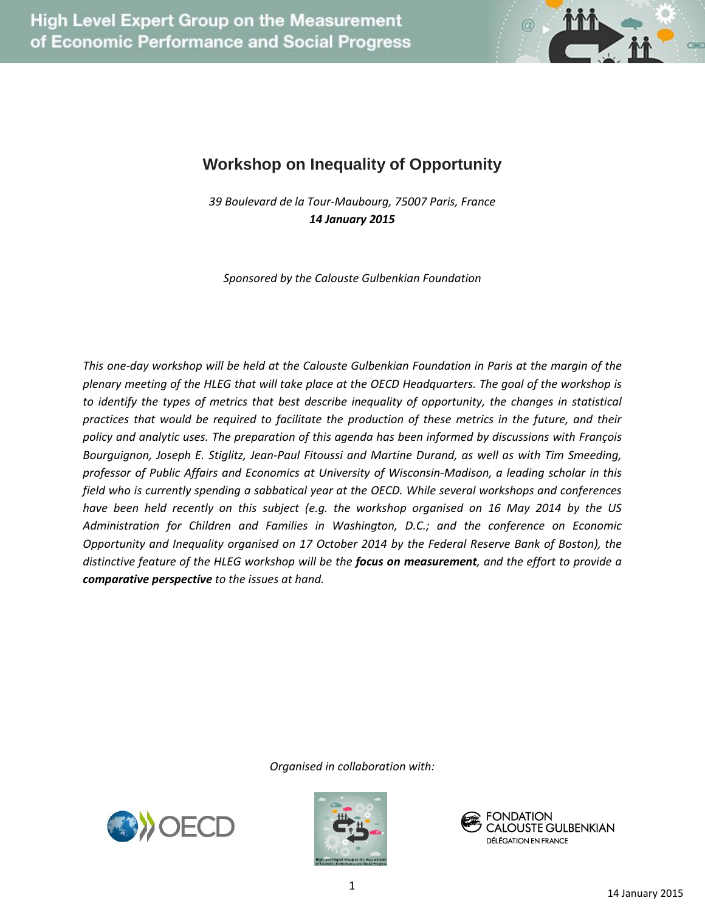# Workshop on Inequality of Opportunity

*39 Boulevard de la Tour-Maubourg, 75007 Paris, France*
***14 January 2015***

*Sponsored by the Calouste Gulbenkian Foundation*

*This one-day workshop will be held at the Calouste Gulbenkian Foundation in Paris at the margin of the plenary meeting of the HLEG that will take place at the OECD Headquarters. The goal of the workshop is to identify the types of metrics that best describe inequality of opportunity, the changes in statistical practices that would be required to facilitate the production of these metrics in the future, and their policy and analytic uses. The preparation of this agenda has been informed by discussions with François Bourguignon, Joseph E. Stiglitz, Jean-Paul Fitoussi and Martine Durand, as well as with Tim Smeeding, professor of Public Affairs and Economics at University of Wisconsin-Madison, a leading scholar in this field who is currently spending a sabbatical year at the OECD. While several workshops and conferences have been held recently on this subject (e.g. the workshop organised on 16 May 2014 by the US Administration for Children and Families in Washington, D.C.; and the conference on Economic Opportunity and Inequality organised on 17 October 2014 by the Federal Reserve Bank of Boston), the distinctive feature of the HLEG workshop will be the **focus on measurement**, and the effort to provide a **comparative perspective** to the issues at hand.*

*Organised in collaboration with:*

OECD

FONDATION CALOUSTE GULBENKIAN
DÉLÉGATION EN FRANCE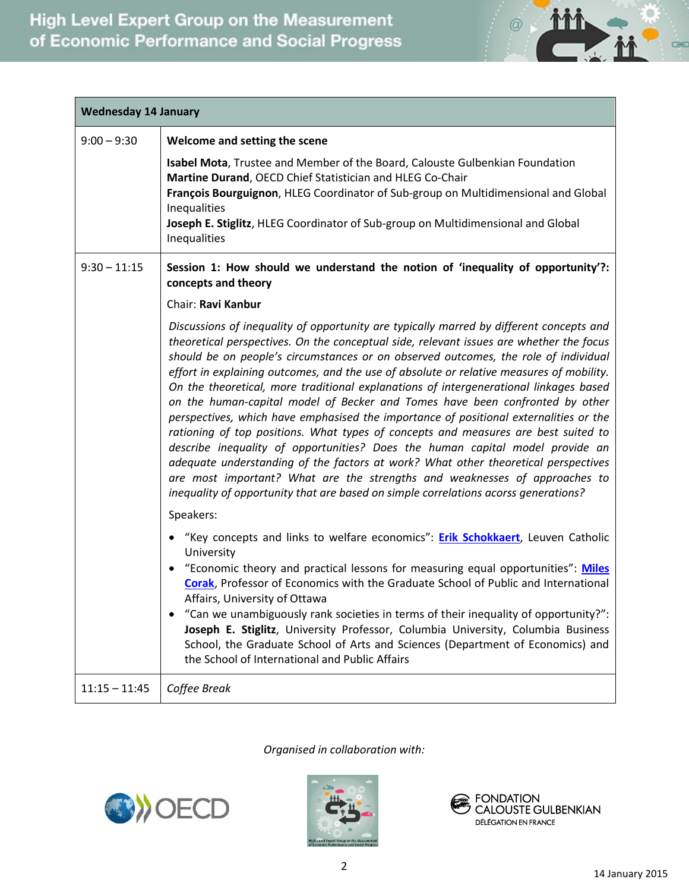| Wednesday 14 January | |
|---|---|
| 9:00 – 9:30 | **Welcome and setting the scene**<br><br>**Isabel Mota**, Trustee and Member of the Board, Calouste Gulbenkian Foundation<br>**Martine Durand**, OECD Chief Statistician and HLEG Co-Chair<br>**François Bourguignon**, HLEG Coordinator of Sub-group on Multidimensional and Global Inequalities<br>**Joseph E. Stiglitz**, HLEG Coordinator of Sub-group on Multidimensional and Global Inequalities |
| 9:30 – 11:15 | **Session 1: How should we understand the notion of 'inequality of opportunity'?: concepts and theory**<br><br>Chair: **Ravi Kanbur**<br><br>*Discussions of inequality of opportunity are typically marred by different concepts and theoretical perspectives. On the conceptual side, relevant issues are whether the focus should be on people's circumstances or on observed outcomes, the role of individual effort in explaining outcomes, and the use of absolute or relative measures of mobility. On the theoretical, more traditional explanations of intergenerational linkages based on the human-capital model of Becker and Tomes have been confronted by other perspectives, which have emphasised the importance of positional externalities or the rationing of top positions. What types of concepts and measures are best suited to describe inequality of opportunities? Does the human capital model provide an adequate understanding of the factors at work? What other theoretical perspectives are most important? What are the strengths and weaknesses of approaches to inequality of opportunity that are based on simple correlations acorss generations?*<br><br>Speakers:<br><br>• "Key concepts and links to welfare economics": **Erik Schokkaert**, Leuven Catholic University<br>• "Economic theory and practical lessons for measuring equal opportunities": **Miles Corak**, Professor of Economics with the Graduate School of Public and International Affairs, University of Ottawa<br>• "Can we unambiguously rank societies in terms of their inequality of opportunity?": **Joseph E. Stiglitz**, University Professor, Columbia University, Columbia Business School, the Graduate School of Arts and Sciences (Department of Economics) and the School of International and Public Affairs |
| 11:15 – 11:45 | *Coffee Break* |

*Organised in collaboration with:*

OECD — High-Level Expert Group on the Measurement of Economic Performance and Social Progress — Fondation Calouste Gulbenkian, Délégation en France

14 January 2015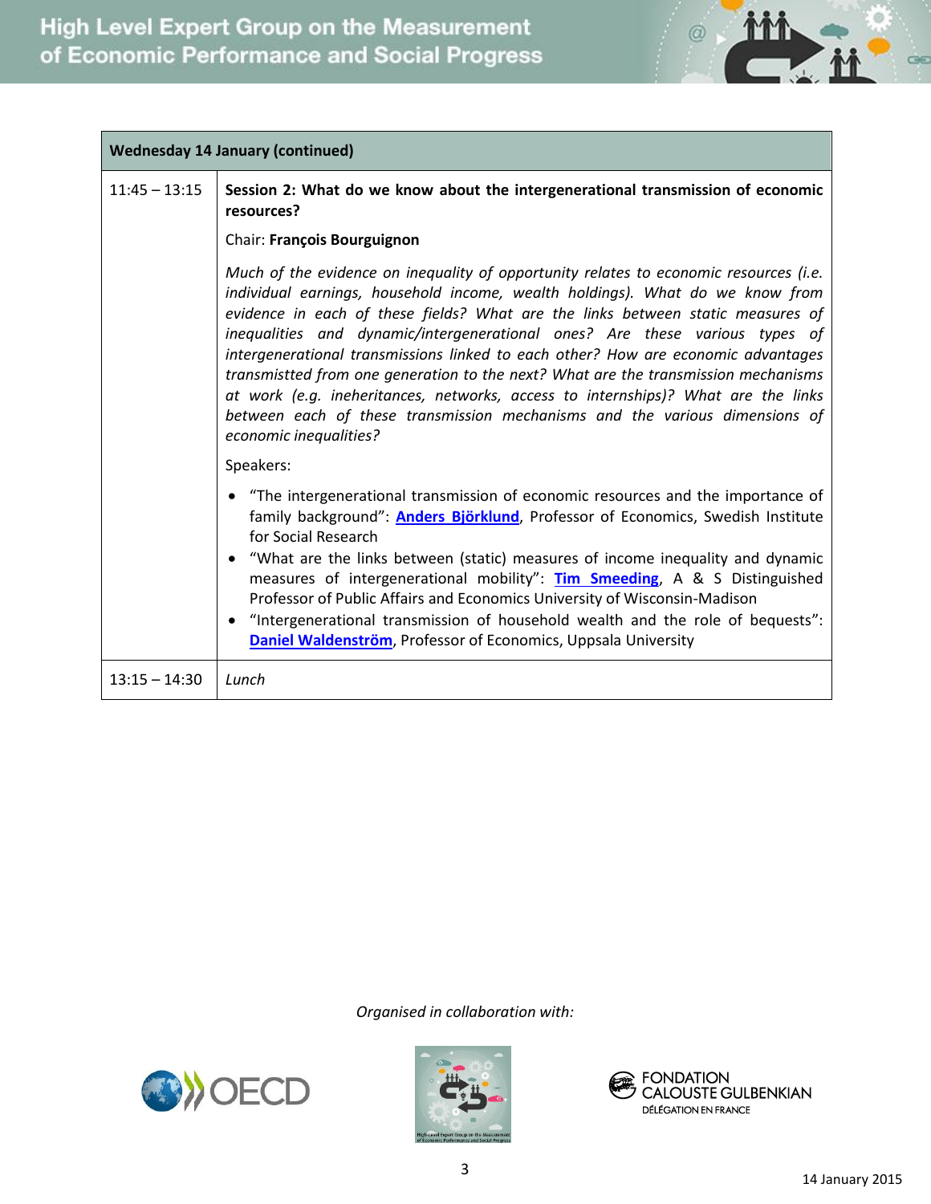| Wednesday 14 January (continued) | |
|---|---|
| 11:45 – 13:15 | **Session 2: What do we know about the intergenerational transmission of economic resources?**<br><br>Chair: **François Bourguignon**<br><br>*Much of the evidence on inequality of opportunity relates to economic resources (i.e. individual earnings, household income, wealth holdings). What do we know from evidence in each of these fields? What are the links between static measures of inequalities and dynamic/intergenerational ones? Are these various types of intergenerational transmissions linked to each other? How are economic advantages transmistted from one generation to the next? What are the transmission mechanisms at work (e.g. ineheritances, networks, access to internships)? What are the links between each of these transmission mechanisms and the various dimensions of economic inequalities?*<br><br>Speakers:<br><br>• "The intergenerational transmission of economic resources and the importance of family background": **Anders Björklund**, Professor of Economics, Swedish Institute for Social Research<br>• "What are the links between (static) measures of income inequality and dynamic measures of intergenerational mobility": **Tim Smeeding**, A & S Distinguished Professor of Public Affairs and Economics University of Wisconsin-Madison<br>• "Intergenerational transmission of household wealth and the role of bequests": **Daniel Waldenström**, Professor of Economics, Uppsala University |
| 13:15 – 14:30 | *Lunch* |

*Organised in collaboration with:*

OECD — FONDATION CALOUSTE GULBENKIAN DÉLÉGATION EN FRANCE

14 January 2015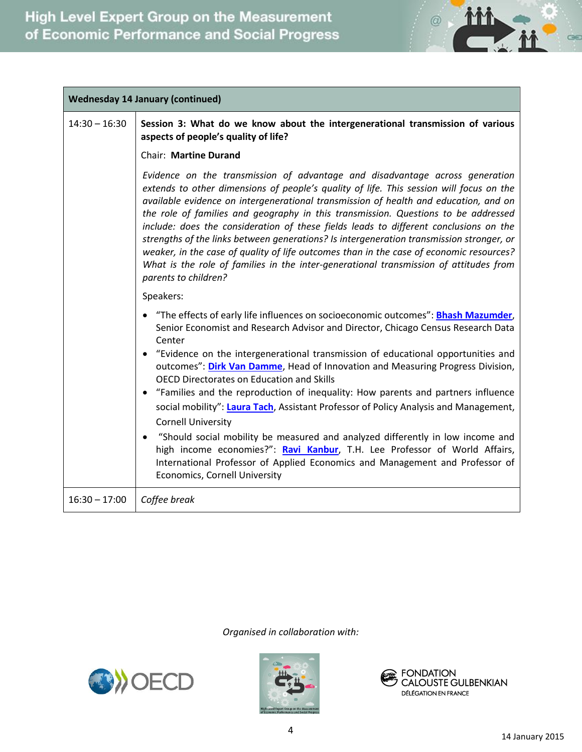| Wednesday 14 January (continued) | |
|---|---|
| 14:30 – 16:30 | **Session 3: What do we know about the intergenerational transmission of various aspects of people's quality of life?**<br><br>Chair: **Martine Durand**<br><br>*Evidence on the transmission of advantage and disadvantage across generation extends to other dimensions of people's quality of life. This session will focus on the available evidence on intergenerational transmission of health and education, and on the role of families and geography in this transmission. Questions to be addressed include: does the consideration of these fields leads to different conclusions on the strengths of the links between generations? Is intergeneration transmission stronger, or weaker, in the case of quality of life outcomes than in the case of economic resources? What is the role of families in the inter-generational transmission of attitudes from parents to children?*<br><br>Speakers:<br><br>• "The effects of early life influences on socioeconomic outcomes": **Bhash Mazumder**, Senior Economist and Research Advisor and Director, Chicago Census Research Data Center<br>• "Evidence on the intergenerational transmission of educational opportunities and outcomes": **Dirk Van Damme**, Head of Innovation and Measuring Progress Division, OECD Directorates on Education and Skills<br>• "Families and the reproduction of inequality: How parents and partners influence social mobility": **Laura Tach**, Assistant Professor of Policy Analysis and Management, Cornell University<br>• "Should social mobility be measured and analyzed differently in low income and high income economies?": **Ravi Kanbur**, T.H. Lee Professor of World Affairs, International Professor of Applied Economics and Management and Professor of Economics, Cornell University |
| 16:30 – 17:00 | *Coffee break* |

*Organised in collaboration with:*

OECD — High-Level Expert Group on the Measurement of Economic Performance and Social Progress — Fondation Calouste Gulbenkian, Délégation en France

14 January 2015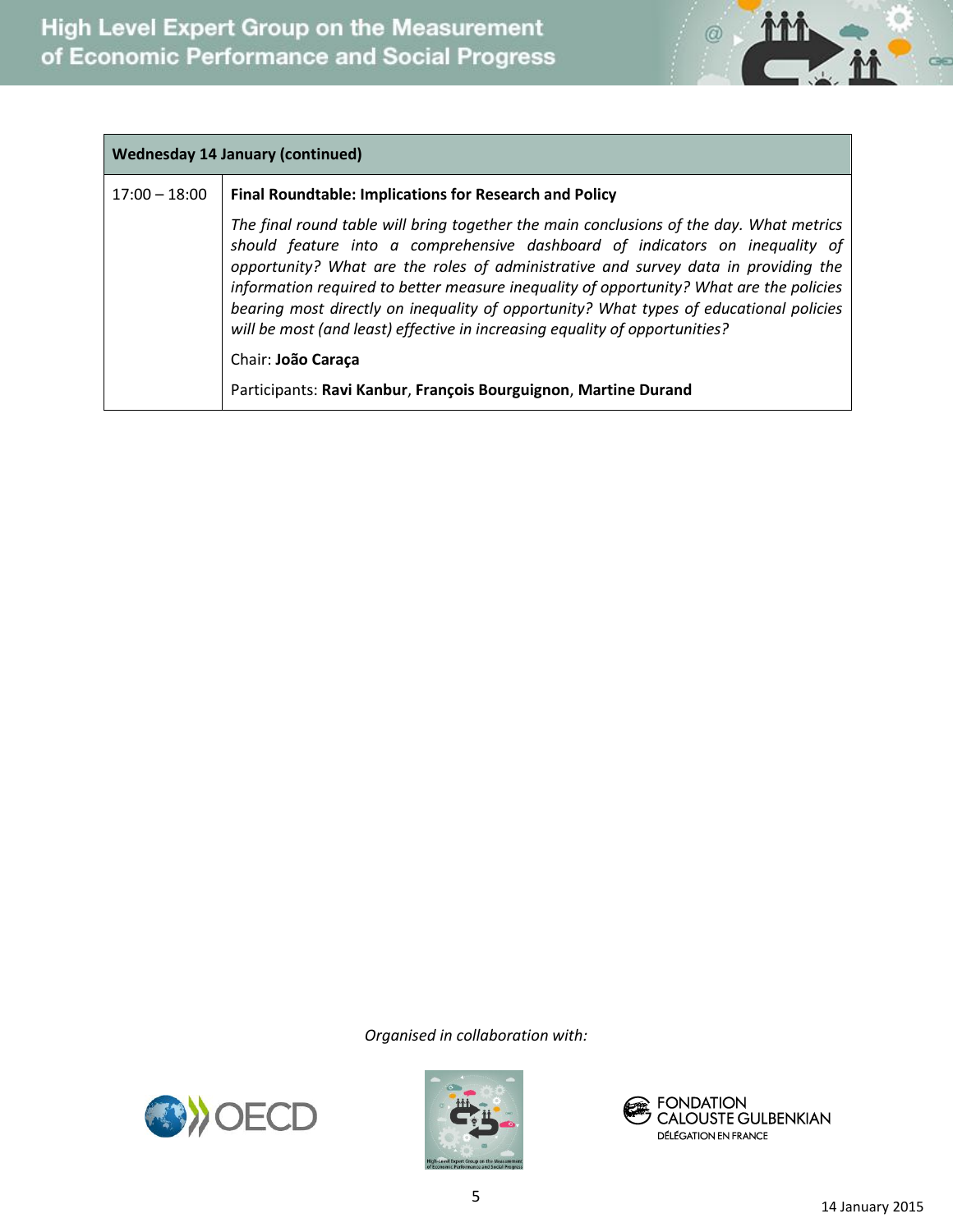| Wednesday 14 January (continued) | |
|---|---|
| 17:00 – 18:00 | **Final Roundtable: Implications for Research and Policy**<br>*The final round table will bring together the main conclusions of the day. What metrics should feature into a comprehensive dashboard of indicators on inequality of opportunity? What are the roles of administrative and survey data in providing the information required to better measure inequality of opportunity? What are the policies bearing most directly on inequality of opportunity? What types of educational policies will be most (and least) effective in increasing equality of opportunities?*<br>Chair: **João Caraça**<br>Participants: **Ravi Kanbur**, **François Bourguignon**, **Martine Durand** |

*Organised in collaboration with:*

OECD

FONDATION CALOUSTE GULBENKIAN
DÉLÉGATION EN FRANCE

14 January 2015